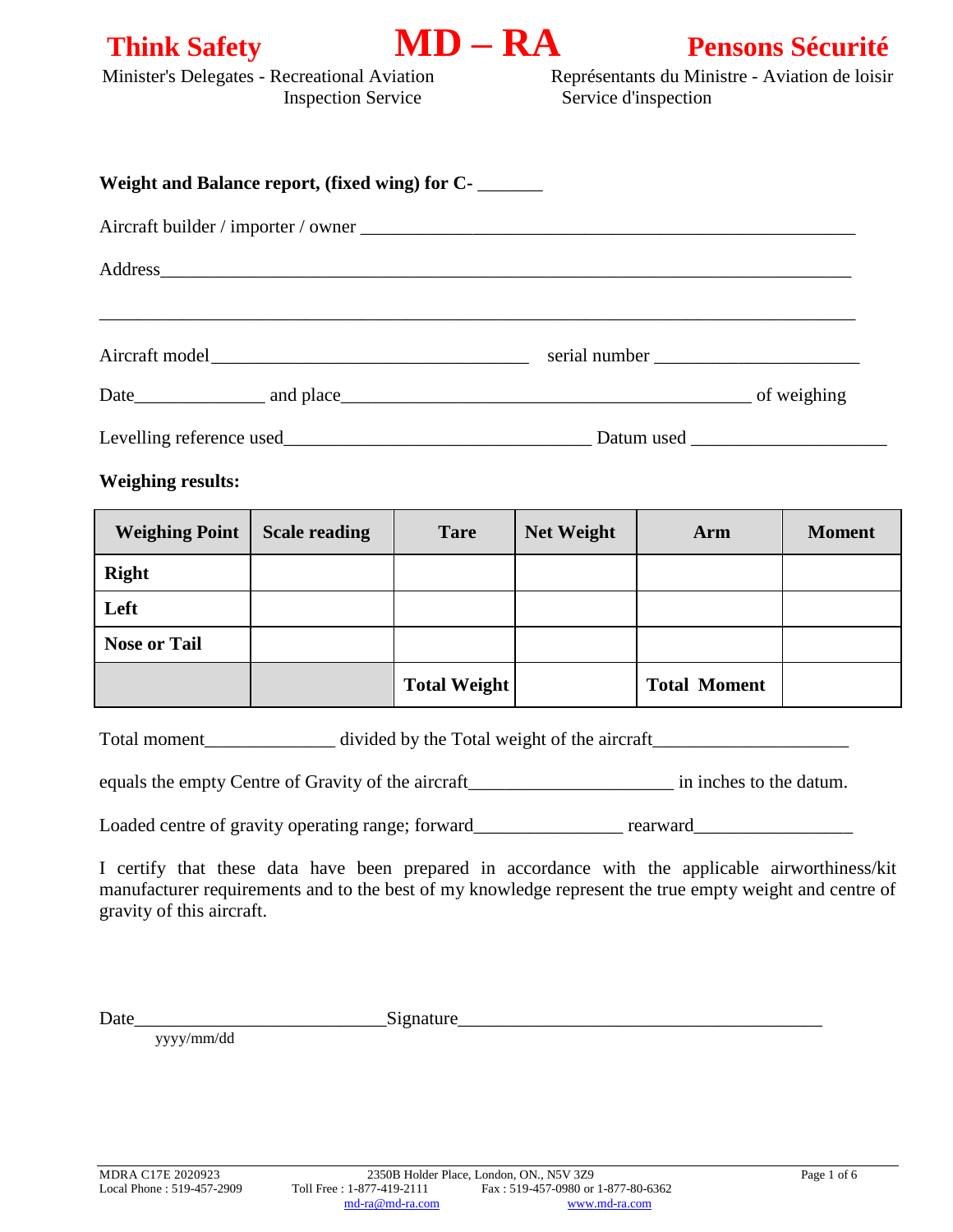**Think Safety** **MD – RA** **Pensons Sécurité**

Minister's Delegates - Recreational Aviation Inspection Service

Représentants du Ministre - Aviation de loisir Service d'inspection

**Weight and Balance report, (fixed wing) for C-** _______

Aircraft builder / importer / owner _______________________________________________________

Address_________________________________________________________________________

_______________________________________________________________________________

Aircraft model___________________________________ serial number _____________________

Date_____________ and place_____________________________________________ of weighing

Levelling reference used________________________________ Datum used ____________________

**Weighing results:**

| Weighing Point | Scale reading | Tare | Net Weight | Arm | Moment |
|---|---|---|---|---|---|
| **Right** | | | | | |
| **Left** | | | | | |
| **Nose or Tail** | | | | | |
| | | **Total Weight** | | **Total Moment** | |

Total moment_____________ divided by the Total weight of the aircraft____________________

equals the empty Centre of Gravity of the aircraft_____________________ in inches to the datum.

Loaded centre of gravity operating range; forward_______________ rearward________________

I certify that these data have been prepared in accordance with the applicable airworthiness/kit manufacturer requirements and to the best of my knowledge represent the true empty weight and centre of gravity of this aircraft.

Date__________________________Signature_______________________________________

yyyy/mm/dd

MDRA C17E 2020923 2350B Holder Place, London, ON., N5V 3Z9
Local Phone : 519-457-2909 Toll Free : 1-877-419-2111 Fax : 519-457-0980 or 1-877-80-6362
md-ra@md-ra.com www.md-ra.com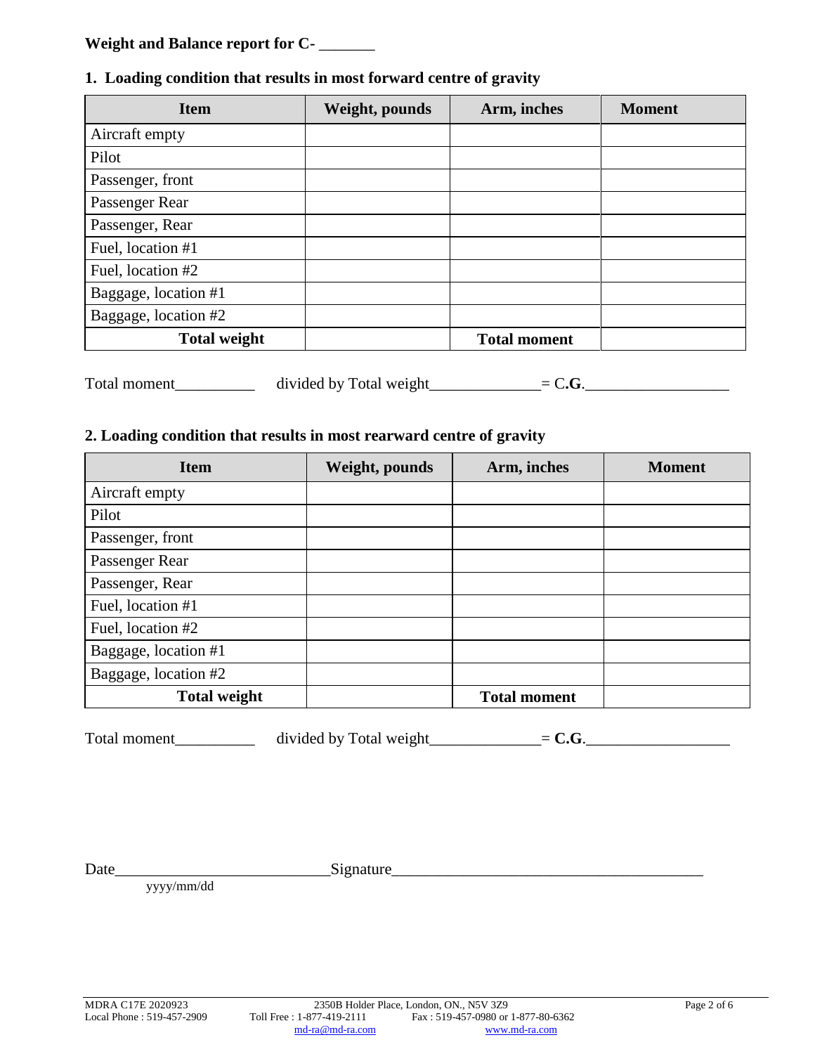**Weight and Balance report for C- _______**

## 1. Loading condition that results in most forward centre of gravity

| Item | Weight, pounds | Arm, inches | Moment |
|---|---|---|---|
| Aircraft empty | | | |
| Pilot | | | |
| Passenger, front | | | |
| Passenger Rear | | | |
| Passenger, Rear | | | |
| Fuel, location #1 | | | |
| Fuel, location #2 | | | |
| Baggage, location #1 | | | |
| Baggage, location #2 | | | |
| **Total weight** | | **Total moment** | |

Total moment__________ divided by Total weight_____________= C.**G.**_________________

## 2. Loading condition that results in most rearward centre of gravity

| Item | Weight, pounds | Arm, inches | Moment |
|---|---|---|---|
| Aircraft empty | | | |
| Pilot | | | |
| Passenger, front | | | |
| Passenger Rear | | | |
| Passenger, Rear | | | |
| Fuel, location #1 | | | |
| Fuel, location #2 | | | |
| Baggage, location #1 | | | |
| Baggage, location #2 | | | |
| **Total weight** | | **Total moment** | |

Total moment__________ divided by Total weight_____________= **C.G.**_________________

Date__________________________Signature________________________________________
yyyy/mm/dd

MDRA C17E 2020923
Local Phone : 519-457-2909 2350B Holder Place, London, ON., N5V 3Z9
Toll Free : 1-877-419-2111 Fax : 519-457-0980 or 1-877-80-6362
md-ra@md-ra.com www.md-ra.com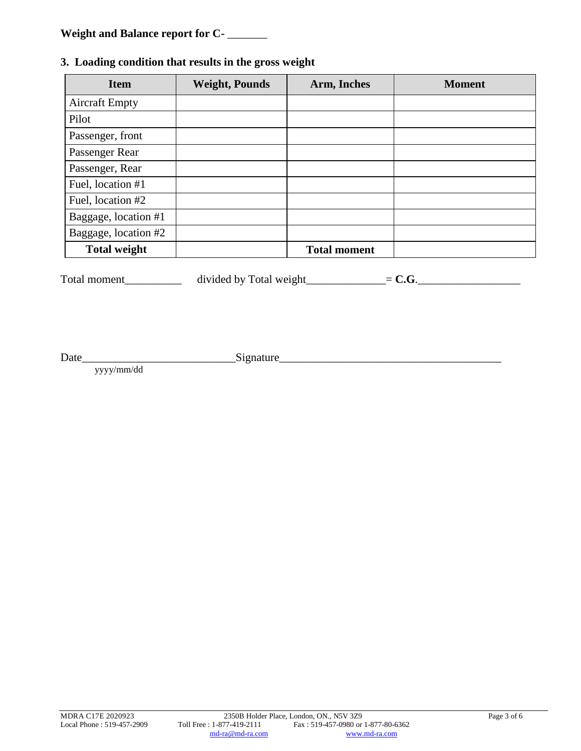**Weight and Balance report for C- _______**

### 3. Loading condition that results in the gross weight

| Item | Weight, Pounds | Arm, Inches | Moment |
|---|---|---|---|
| Aircraft Empty | | | |
| Pilot | | | |
| Passenger, front | | | |
| Passenger Rear | | | |
| Passenger, Rear | | | |
| Fuel, location #1 | | | |
| Fuel, location #2 | | | |
| Baggage, location #1 | | | |
| Baggage, location #2 | | | |
| **Total weight** | | **Total moment** | |

Total moment__________ divided by Total weight_____________= **C.G**.__________________

Date___________________________Signature_______________________________________
yyyy/mm/dd

MDRA C17E 2020923 2350B Holder Place, London, ON., N5V 3Z9
Local Phone : 519-457-2909 Toll Free : 1-877-419-2111 Fax : 519-457-0980 or 1-877-80-6362
md-ra@md-ra.com www.md-ra.com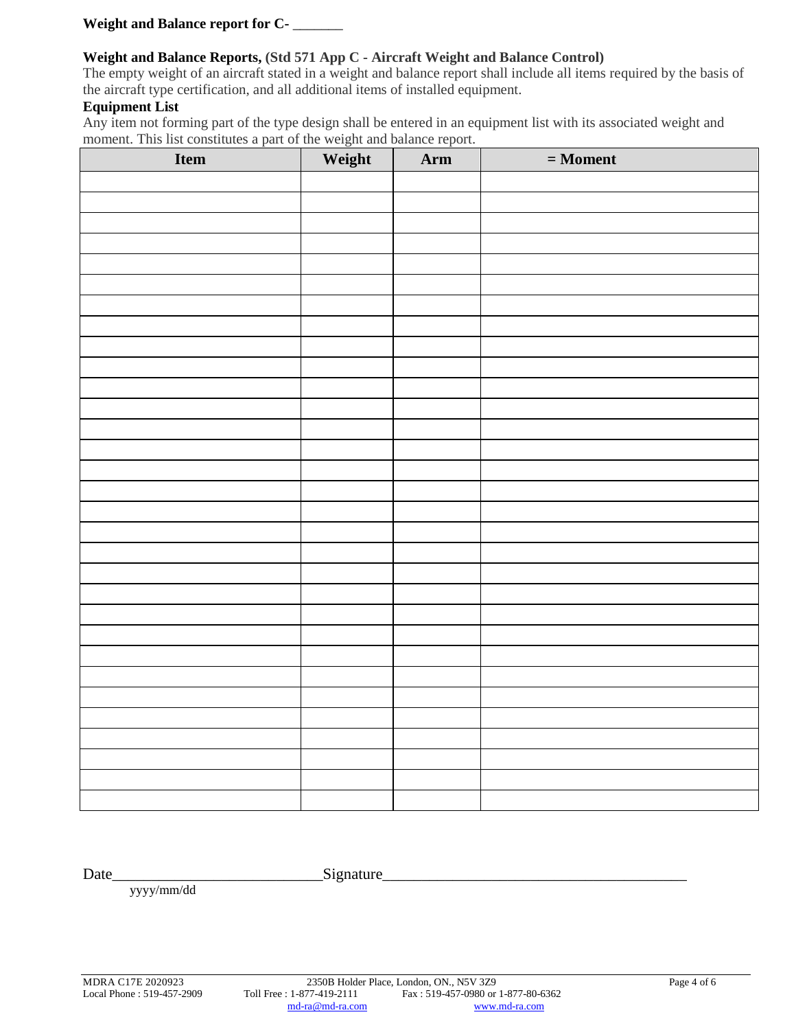**Weight and Balance report for C- _______**

**Weight and Balance Reports, (Std 571 App C - Aircraft Weight and Balance Control)**
The empty weight of an aircraft stated in a weight and balance report shall include all items required by the basis of the aircraft type certification, and all additional items of installed equipment.

**Equipment List**
Any item not forming part of the type design shall be entered in an equipment list with its associated weight and moment. This list constitutes a part of the weight and balance report.

| Item | Weight | Arm | = Moment |
|---|---|---|---|
| | | | |
| | | | |
| | | | |
| | | | |
| | | | |
| | | | |
| | | | |
| | | | |
| | | | |
| | | | |
| | | | |
| | | | |
| | | | |
| | | | |
| | | | |
| | | | |
| | | | |
| | | | |
| | | | |
| | | | |
| | | | |
| | | | |
| | | | |
| | | | |
| | | | |
| | | | |
| | | | |
| | | | |
| | | | |
| | | | |
| | | | |
| | | | |

Date___________________________Signature_______________________________________
yyyy/mm/dd

MDRA C17E 2020923
Local Phone : 519-457-2909
2350B Holder Place, London, ON., N5V 3Z9
Toll Free : 1-877-419-2111 Fax : 519-457-0980 or 1-877-80-6362
md-ra@md-ra.com www.md-ra.com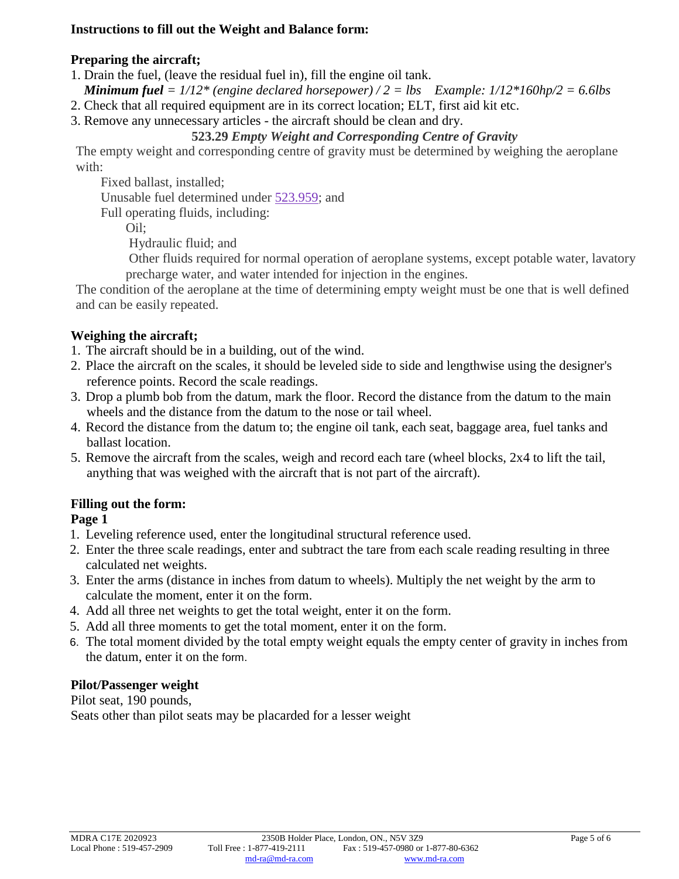**Instructions to fill out the Weight and Balance form:**

**Preparing the aircraft;**

1. Drain the fuel, (leave the residual fuel in), fill the engine oil tank.
   ***Minimum fuel*** *= 1/12\* (engine declared horsepower) / 2 = lbs    Example: 1/12\*160hp/2 = 6.6lbs*
2. Check that all required equipment are in its correct location; ELT, first aid kit etc.
3. Remove any unnecessary articles - the aircraft should be clean and dry.

**523.29** ***Empty Weight and Corresponding Centre of Gravity***

The empty weight and corresponding centre of gravity must be determined by weighing the aeroplane with:

- Fixed ballast, installed;
- Unusable fuel determined under 523.959; and
- Full operating fluids, including:
  - Oil;
  - Hydraulic fluid; and
  - Other fluids required for normal operation of aeroplane systems, except potable water, lavatory precharge water, and water intended for injection in the engines.

The condition of the aeroplane at the time of determining empty weight must be one that is well defined and can be easily repeated.

**Weighing the aircraft;**

1. The aircraft should be in a building, out of the wind.
2. Place the aircraft on the scales, it should be leveled side to side and lengthwise using the designer's reference points. Record the scale readings.
3. Drop a plumb bob from the datum, mark the floor. Record the distance from the datum to the main wheels and the distance from the datum to the nose or tail wheel.
4. Record the distance from the datum to; the engine oil tank, each seat, baggage area, fuel tanks and ballast location.
5. Remove the aircraft from the scales, weigh and record each tare (wheel blocks, 2x4 to lift the tail, anything that was weighed with the aircraft that is not part of the aircraft).

**Filling out the form:**

**Page 1**

1. Leveling reference used, enter the longitudinal structural reference used.
2. Enter the three scale readings, enter and subtract the tare from each scale reading resulting in three calculated net weights.
3. Enter the arms (distance in inches from datum to wheels). Multiply the net weight by the arm to calculate the moment, enter it on the form.
4. Add all three net weights to get the total weight, enter it on the form.
5. Add all three moments to get the total moment, enter it on the form.
6. The total moment divided by the total empty weight equals the empty center of gravity in inches from the datum, enter it on the form.

**Pilot/Passenger weight**

Pilot seat, 190 pounds,

Seats other than pilot seats may be placarded for a lesser weight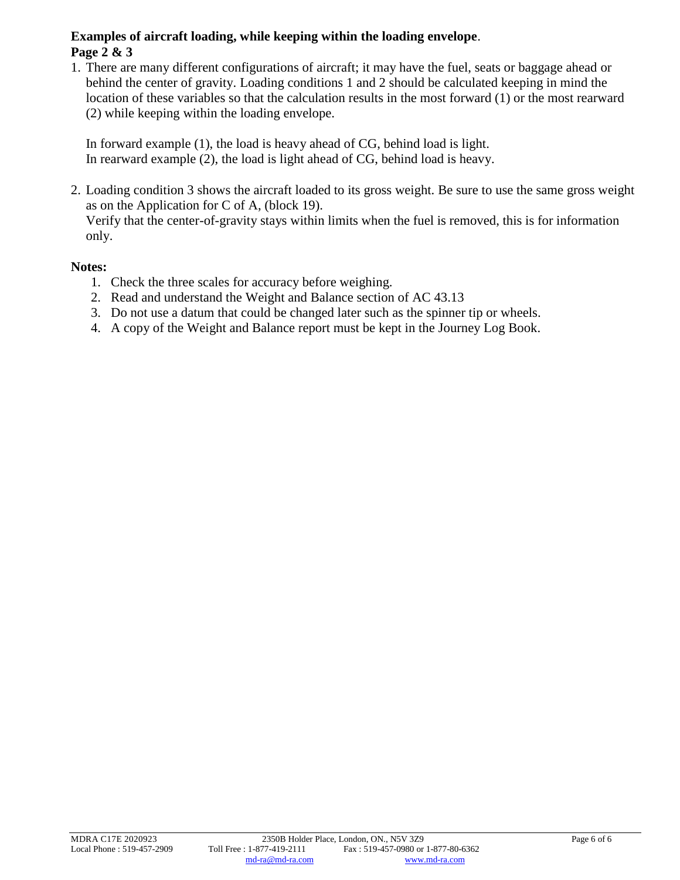**Examples of aircraft loading, while keeping within the loading envelope**.

**Page 2 & 3**

1. There are many different configurations of aircraft; it may have the fuel, seats or baggage ahead or behind the center of gravity. Loading conditions 1 and 2 should be calculated keeping in mind the location of these variables so that the calculation results in the most forward (1) or the most rearward (2) while keeping within the loading envelope.

   In forward example (1), the load is heavy ahead of CG, behind load is light.
   In rearward example (2), the load is light ahead of CG, behind load is heavy.

2. Loading condition 3 shows the aircraft loaded to its gross weight. Be sure to use the same gross weight as on the Application for C of A, (block 19).
   Verify that the center-of-gravity stays within limits when the fuel is removed, this is for information only.

**Notes:**

1. Check the three scales for accuracy before weighing.
2. Read and understand the Weight and Balance section of AC 43.13
3. Do not use a datum that could be changed later such as the spinner tip or wheels.
4. A copy of the Weight and Balance report must be kept in the Journey Log Book.